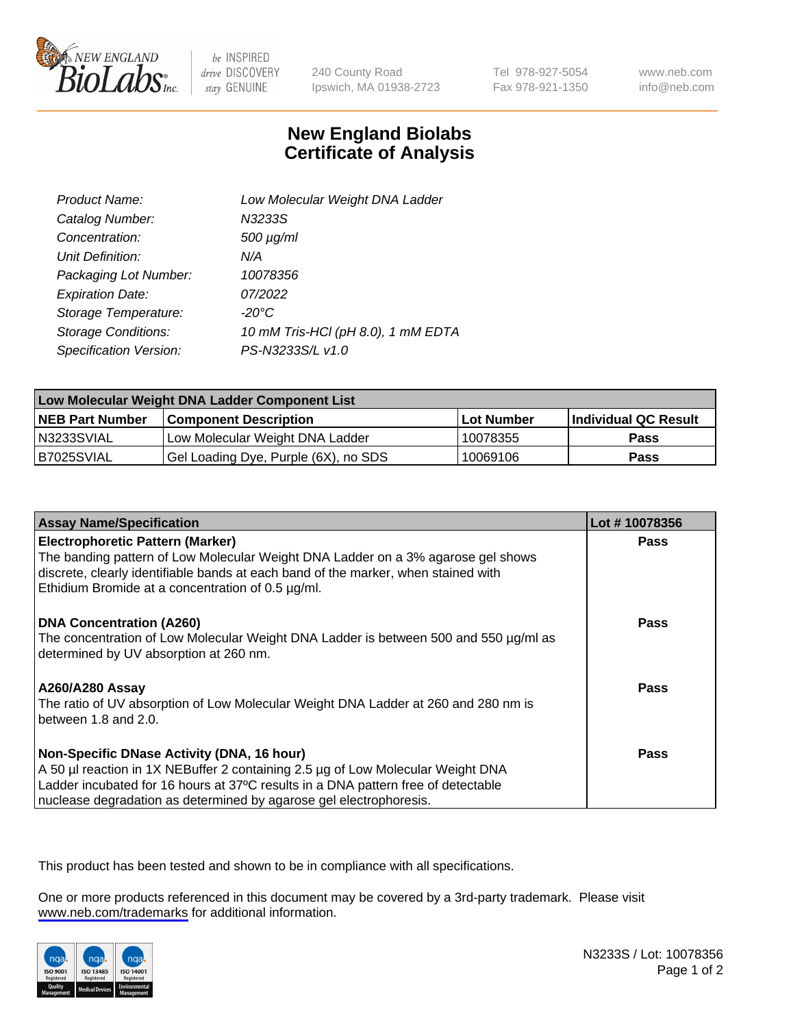New England BioLabs Inc. — be INSPIRED drive DISCOVERY stay GENUINE

240 County Road
Ipswich, MA 01938-2723

Tel 978-927-5054
Fax 978-921-1350

www.neb.com
info@neb.com

# New England Biolabs Certificate of Analysis

| | |
|---|---|
| *Product Name:* | *Low Molecular Weight DNA Ladder* |
| *Catalog Number:* | *N3233S* |
| *Concentration:* | *500 µg/ml* |
| *Unit Definition:* | *N/A* |
| *Packaging Lot Number:* | *10078356* |
| *Expiration Date:* | *07/2022* |
| *Storage Temperature:* | *-20°C* |
| *Storage Conditions:* | *10 mM Tris-HCl (pH 8.0), 1 mM EDTA* |
| *Specification Version:* | *PS-N3233S/L v1.0* |

| Low Molecular Weight DNA Ladder Component List | | | |
|---|---|---|---|
| **NEB Part Number** | **Component Description** | **Lot Number** | **Individual QC Result** |
| N3233SVIAL | Low Molecular Weight DNA Ladder | 10078355 | **Pass** |
| B7025SVIAL | Gel Loading Dye, Purple (6X), no SDS | 10069106 | **Pass** |

| Assay Name/Specification | Lot # 10078356 |
|---|---|
| **Electrophoretic Pattern (Marker)** The banding pattern of Low Molecular Weight DNA Ladder on a 3% agarose gel shows discrete, clearly identifiable bands at each band of the marker, when stained with Ethidium Bromide at a concentration of 0.5 µg/ml. | **Pass** |
| **DNA Concentration (A260)** The concentration of Low Molecular Weight DNA Ladder is between 500 and 550 µg/ml as determined by UV absorption at 260 nm. | **Pass** |
| **A260/A280 Assay** The ratio of UV absorption of Low Molecular Weight DNA Ladder at 260 and 280 nm is between 1.8 and 2.0. | **Pass** |
| **Non-Specific DNase Activity (DNA, 16 hour)** A 50 µl reaction in 1X NEBuffer 2 containing 2.5 µg of Low Molecular Weight DNA Ladder incubated for 16 hours at 37ºC results in a DNA pattern free of detectable nuclease degradation as determined by agarose gel electrophoresis. | **Pass** |

This product has been tested and shown to be in compliance with all specifications.

One or more products referenced in this document may be covered by a 3rd-party trademark. Please visit www.neb.com/trademarks for additional information.

ISO 9001 Registered Quality Management | ISO 13485 Registered Medical Devices | ISO 14001 Registered Environmental Management

N3233S / Lot: 10078356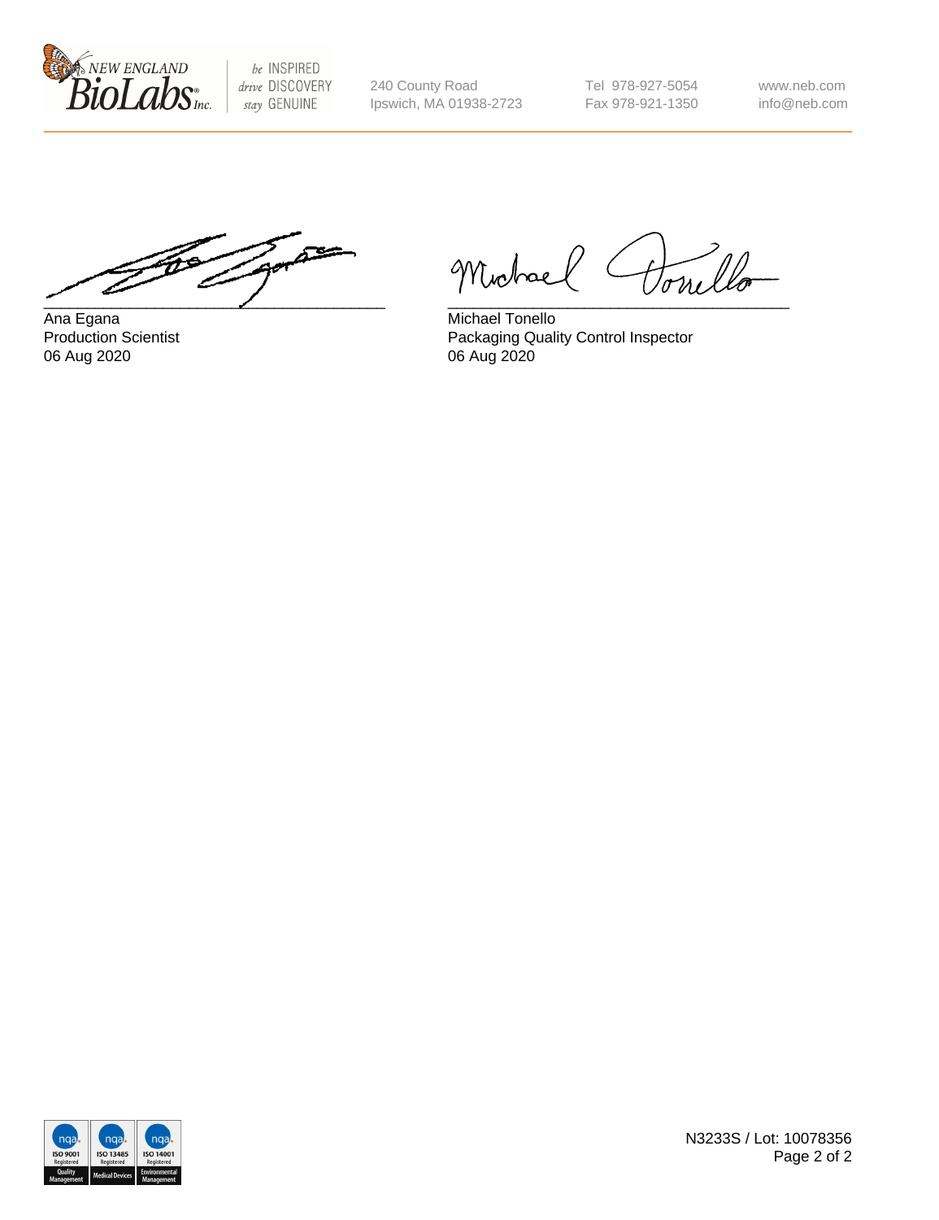Ana Egana
Production Scientist
06 Aug 2020

Michael Tonello
Packaging Quality Control Inspector
06 Aug 2020

N3233S / Lot: 10078356